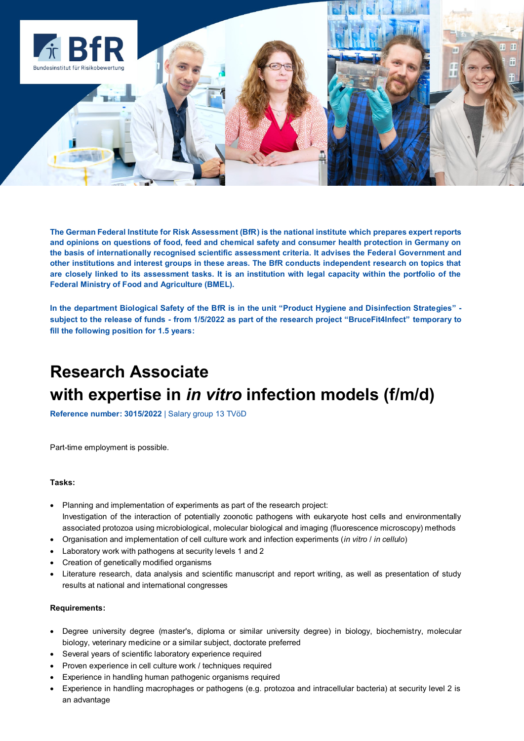The German Federal Institute for Risk Assessment (BfR) is the national institute which prepares expert reports and opinions on questions of food, feed and chemical safety and consumer health protection in Germany on the basis of internationally recognised scientific assessment criteria. It advises the Federal Government and other institutions and interest groups in these areas. The BfR conducts independent research on topics that are closely linked to its assessment tasks. It is an institution with legal capacity within the portfolio of the Federal Ministry of Food and Agriculture (BMEL).

In the department Biological Safety of the BfR is in the unit "Product Hygiene and Disinfection Strategies" - subject to the release of funds - from 1/5/2022 as part of the research project "BruceFit4Infect" temporary to fill the following position for 1.5 years:

# Research Associate with expertise in *in vitro* infection models (f/m/d)

**Reference number: 3015/2022** | Salary group 13 TVöD

Part-time employment is possible.

**Tasks:**

- Planning and implementation of experiments as part of the research project: Investigation of the interaction of potentially zoonotic pathogens with eukaryote host cells and environmentally associated protozoa using microbiological, molecular biological and imaging (fluorescence microscopy) methods
- Organisation and implementation of cell culture work and infection experiments (*in vitro* / *in cellulo*)
- Laboratory work with pathogens at security levels 1 and 2
- Creation of genetically modified organisms
- Literature research, data analysis and scientific manuscript and report writing, as well as presentation of study results at national and international congresses

**Requirements:**

- Degree university degree (master's, diploma or similar university degree) in biology, biochemistry, molecular biology, veterinary medicine or a similar subject, doctorate preferred
- Several years of scientific laboratory experience required
- Proven experience in cell culture work / techniques required
- Experience in handling human pathogenic organisms required
- Experience in handling macrophages or pathogens (e.g. protozoa and intracellular bacteria) at security level 2 is an advantage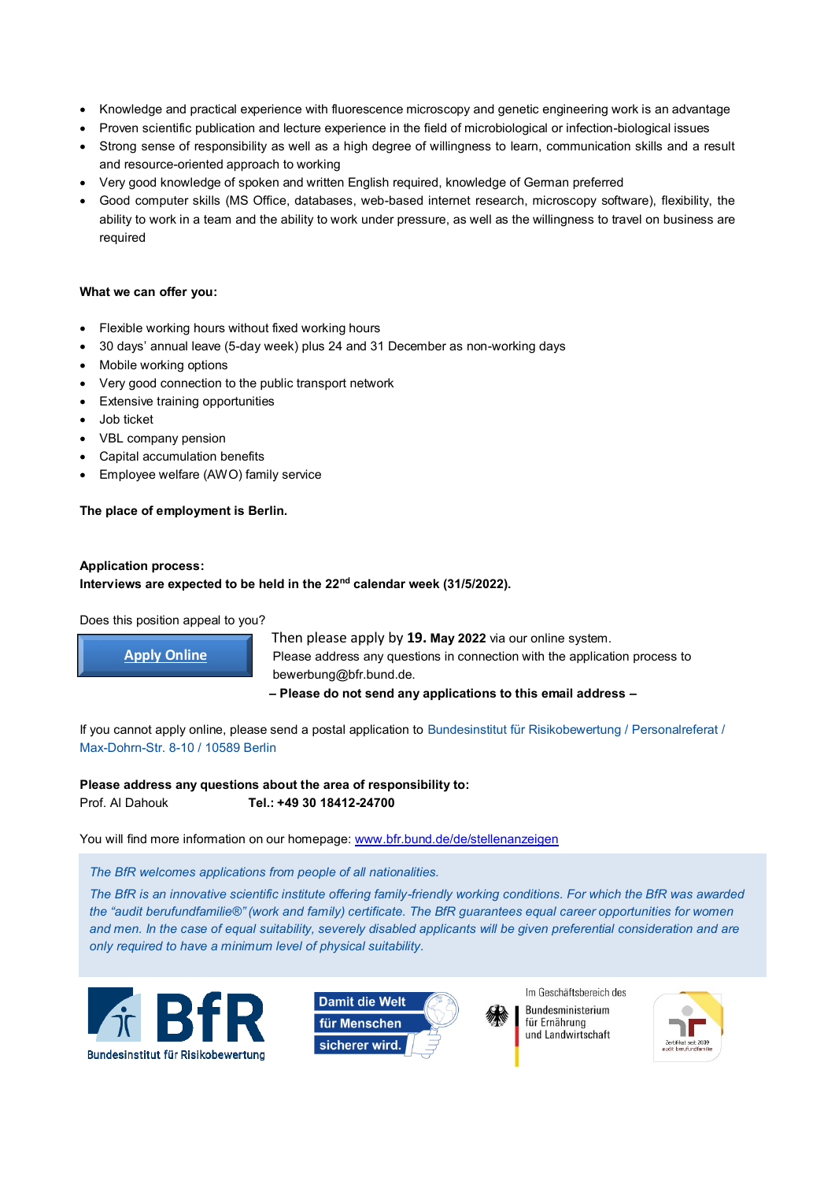- Knowledge and practical experience with fluorescence microscopy and genetic engineering work is an advantage
- Proven scientific publication and lecture experience in the field of microbiological or infection-biological issues
- Strong sense of responsibility as well as a high degree of willingness to learn, communication skills and a result and resource-oriented approach to working
- Very good knowledge of spoken and written English required, knowledge of German preferred
- Good computer skills (MS Office, databases, web-based internet research, microscopy software), flexibility, the ability to work in a team and the ability to work under pressure, as well as the willingness to travel on business are required

**What we can offer you:**

- Flexible working hours without fixed working hours
- 30 days' annual leave (5-day week) plus 24 and 31 December as non-working days
- Mobile working options
- Very good connection to the public transport network
- Extensive training opportunities
- Job ticket
- VBL company pension
- Capital accumulation benefits
- Employee welfare (AWO) family service

**The place of employment is Berlin.**

**Application process:**
**Interviews are expected to be held in the 22nd calendar week (31/5/2022).**

Does this position appeal to you?

[Apply Online]

Then please apply by **19. May 2022** via our online system.
Please address any questions in connection with the application process to bewerbung@bfr.bund.de.
**– Please do not send any applications to this email address –**

If you cannot apply online, please send a postal application to Bundesinstitut für Risikobewertung / Personalreferat / Max-Dohrn-Str. 8-10 / 10589 Berlin

**Please address any questions about the area of responsibility to:**
Prof. Al Dahouk **Tel.: +49 30 18412-24700**

You will find more information on our homepage: www.bfr.bund.de/de/stellenanzeigen

*The BfR welcomes applications from people of all nationalities.*

*The BfR is an innovative scientific institute offering family-friendly working conditions. For which the BfR was awarded the "audit berufundfamilie®" (work and family) certificate. The BfR guarantees equal career opportunities for women and men. In the case of equal suitability, severely disabled applicants will be given preferential consideration and are only required to have a minimum level of physical suitability.*

BfR Bundesinstitut für Risikobewertung

Damit die Welt für Menschen sicherer wird.

Im Geschäftsbereich des Bundesministerium für Ernährung und Landwirtschaft

Zertifikat seit 2009 audit berufundfamilie